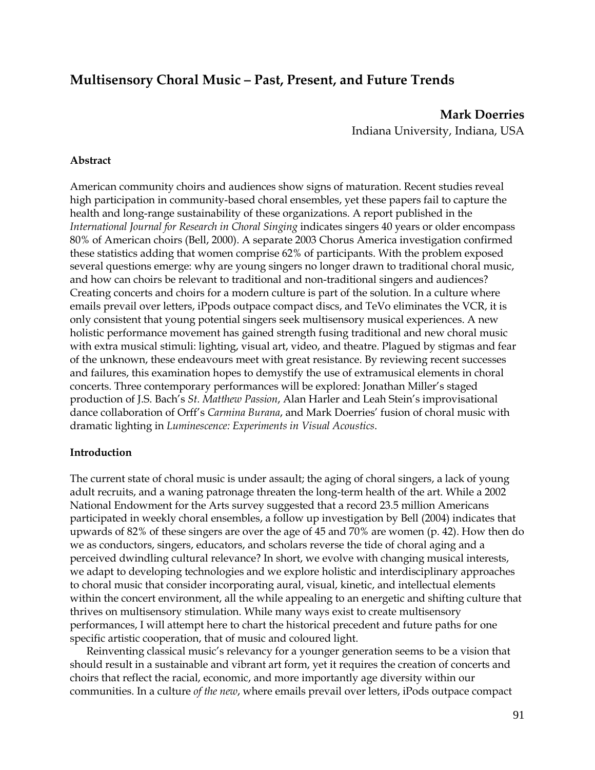# Multisensory Choral Music – Past, Present, and Future Trends

**Mark Doerries**
Indiana University, Indiana, USA

**Abstract**

American community choirs and audiences show signs of maturation. Recent studies reveal high participation in community-based choral ensembles, yet these papers fail to capture the health and long-range sustainability of these organizations. A report published in the *International Journal for Research in Choral Singing* indicates singers 40 years or older encompass 80% of American choirs (Bell, 2000). A separate 2003 Chorus America investigation confirmed these statistics adding that women comprise 62% of participants. With the problem exposed several questions emerge: why are young singers no longer drawn to traditional choral music, and how can choirs be relevant to traditional and non-traditional singers and audiences? Creating concerts and choirs for a modern culture is part of the solution. In a culture where emails prevail over letters, iPpods outpace compact discs, and TeVo eliminates the VCR, it is only consistent that young potential singers seek multisensory musical experiences. A new holistic performance movement has gained strength fusing traditional and new choral music with extra musical stimuli: lighting, visual art, video, and theatre. Plagued by stigmas and fear of the unknown, these endeavours meet with great resistance. By reviewing recent successes and failures, this examination hopes to demystify the use of extramusical elements in choral concerts. Three contemporary performances will be explored: Jonathan Miller's staged production of J.S. Bach's *St. Matthew Passion*, Alan Harler and Leah Stein's improvisational dance collaboration of Orff's *Carmina Burana*, and Mark Doerries' fusion of choral music with dramatic lighting in *Luminescence: Experiments in Visual Acoustics*.

**Introduction**

The current state of choral music is under assault; the aging of choral singers, a lack of young adult recruits, and a waning patronage threaten the long-term health of the art. While a 2002 National Endowment for the Arts survey suggested that a record 23.5 million Americans participated in weekly choral ensembles, a follow up investigation by Bell (2004) indicates that upwards of 82% of these singers are over the age of 45 and 70% are women (p. 42). How then do we as conductors, singers, educators, and scholars reverse the tide of choral aging and a perceived dwindling cultural relevance? In short, we evolve with changing musical interests, we adapt to developing technologies and we explore holistic and interdisciplinary approaches to choral music that consider incorporating aural, visual, kinetic, and intellectual elements within the concert environment, all the while appealing to an energetic and shifting culture that thrives on multisensory stimulation. While many ways exist to create multisensory performances, I will attempt here to chart the historical precedent and future paths for one specific artistic cooperation, that of music and coloured light.

Reinventing classical music's relevancy for a younger generation seems to be a vision that should result in a sustainable and vibrant art form, yet it requires the creation of concerts and choirs that reflect the racial, economic, and more importantly age diversity within our communities. In a culture *of the new*, where emails prevail over letters, iPods outpace compact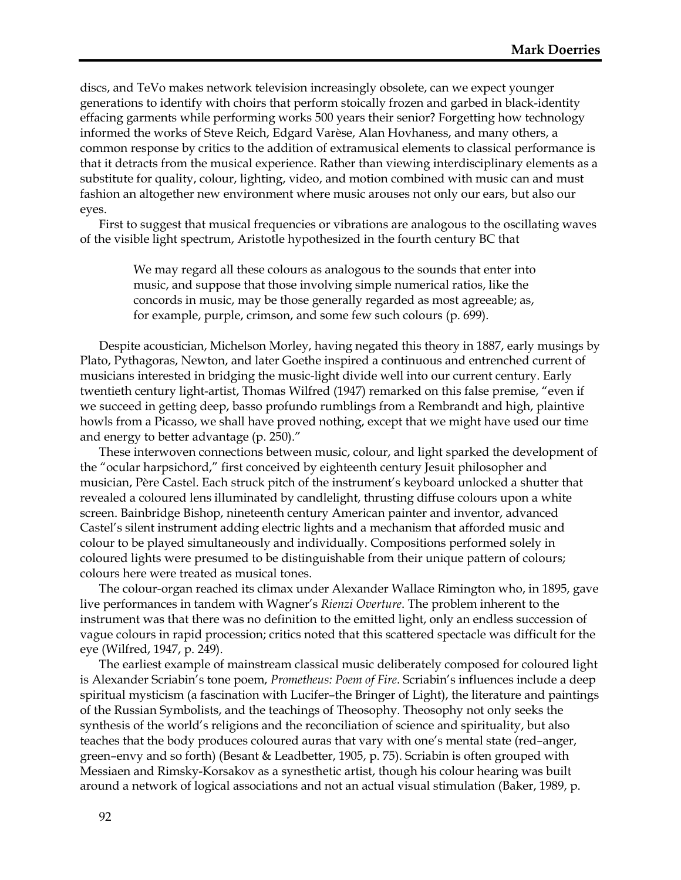discs, and TeVo makes network television increasingly obsolete, can we expect younger generations to identify with choirs that perform stoically frozen and garbed in black-identity effacing garments while performing works 500 years their senior? Forgetting how technology informed the works of Steve Reich, Edgard Varèse, Alan Hovhaness, and many others, a common response by critics to the addition of extramusical elements to classical performance is that it detracts from the musical experience. Rather than viewing interdisciplinary elements as a substitute for quality, colour, lighting, video, and motion combined with music can and must fashion an altogether new environment where music arouses not only our ears, but also our eyes.

First to suggest that musical frequencies or vibrations are analogous to the oscillating waves of the visible light spectrum, Aristotle hypothesized in the fourth century BC that

> We may regard all these colours as analogous to the sounds that enter into music, and suppose that those involving simple numerical ratios, like the concords in music, may be those generally regarded as most agreeable; as, for example, purple, crimson, and some few such colours (p. 699).

Despite acoustician, Michelson Morley, having negated this theory in 1887, early musings by Plato, Pythagoras, Newton, and later Goethe inspired a continuous and entrenched current of musicians interested in bridging the music-light divide well into our current century. Early twentieth century light-artist, Thomas Wilfred (1947) remarked on this false premise, "even if we succeed in getting deep, basso profundo rumblings from a Rembrandt and high, plaintive howls from a Picasso, we shall have proved nothing, except that we might have used our time and energy to better advantage (p. 250)."

These interwoven connections between music, colour, and light sparked the development of the "ocular harpsichord," first conceived by eighteenth century Jesuit philosopher and musician, Père Castel. Each struck pitch of the instrument's keyboard unlocked a shutter that revealed a coloured lens illuminated by candlelight, thrusting diffuse colours upon a white screen. Bainbridge Bishop, nineteenth century American painter and inventor, advanced Castel's silent instrument adding electric lights and a mechanism that afforded music and colour to be played simultaneously and individually. Compositions performed solely in coloured lights were presumed to be distinguishable from their unique pattern of colours; colours here were treated as musical tones.

The colour-organ reached its climax under Alexander Wallace Rimington who, in 1895, gave live performances in tandem with Wagner's *Rienzi Overture*. The problem inherent to the instrument was that there was no definition to the emitted light, only an endless succession of vague colours in rapid procession; critics noted that this scattered spectacle was difficult for the eye (Wilfred, 1947, p. 249).

The earliest example of mainstream classical music deliberately composed for coloured light is Alexander Scriabin's tone poem, *Prometheus: Poem of Fire*. Scriabin's influences include a deep spiritual mysticism (a fascination with Lucifer–the Bringer of Light), the literature and paintings of the Russian Symbolists, and the teachings of Theosophy. Theosophy not only seeks the synthesis of the world's religions and the reconciliation of science and spirituality, but also teaches that the body produces coloured auras that vary with one's mental state (red–anger, green–envy and so forth) (Besant & Leadbetter, 1905, p. 75). Scriabin is often grouped with Messiaen and Rimsky-Korsakov as a synesthetic artist, though his colour hearing was built around a network of logical associations and not an actual visual stimulation (Baker, 1989, p.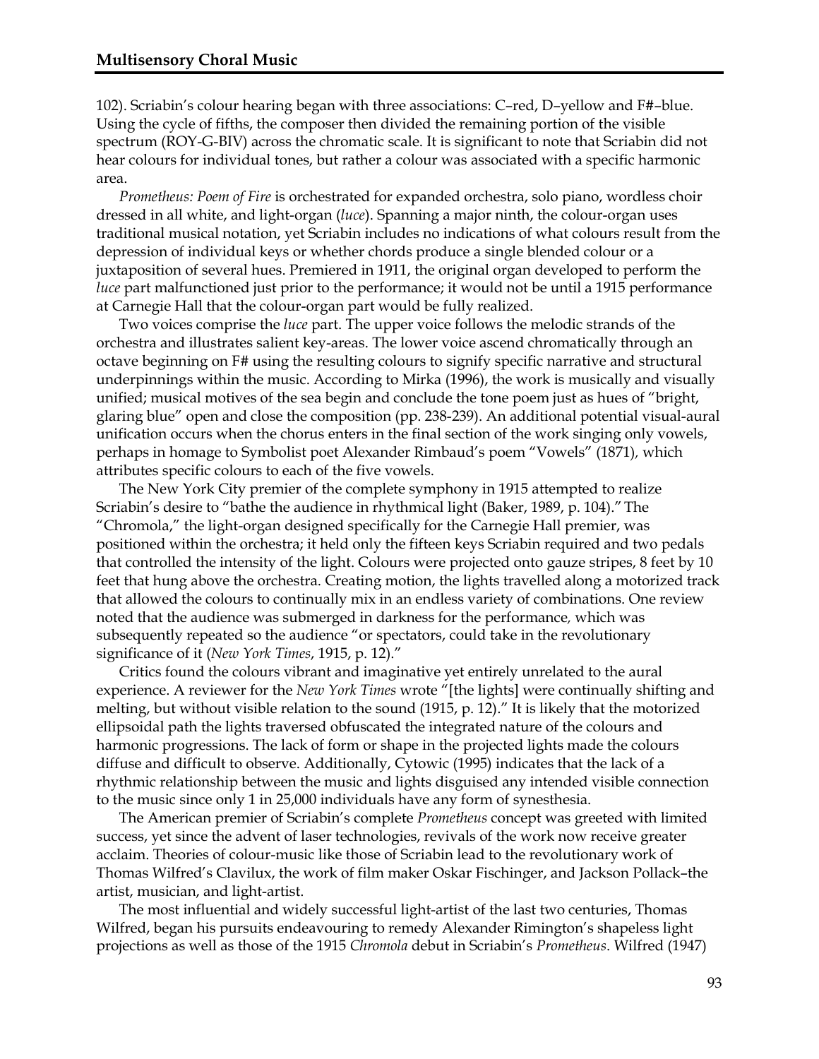102). Scriabin's colour hearing began with three associations: C–red, D–yellow and F#–blue. Using the cycle of fifths, the composer then divided the remaining portion of the visible spectrum (ROY-G-BIV) across the chromatic scale. It is significant to note that Scriabin did not hear colours for individual tones, but rather a colour was associated with a specific harmonic area.

*Prometheus: Poem of Fire* is orchestrated for expanded orchestra, solo piano, wordless choir dressed in all white, and light-organ (*luce*). Spanning a major ninth, the colour-organ uses traditional musical notation, yet Scriabin includes no indications of what colours result from the depression of individual keys or whether chords produce a single blended colour or a juxtaposition of several hues. Premiered in 1911, the original organ developed to perform the *luce* part malfunctioned just prior to the performance; it would not be until a 1915 performance at Carnegie Hall that the colour-organ part would be fully realized.

Two voices comprise the *luce* part. The upper voice follows the melodic strands of the orchestra and illustrates salient key-areas. The lower voice ascend chromatically through an octave beginning on F# using the resulting colours to signify specific narrative and structural underpinnings within the music. According to Mirka (1996), the work is musically and visually unified; musical motives of the sea begin and conclude the tone poem just as hues of "bright, glaring blue" open and close the composition (pp. 238-239). An additional potential visual-aural unification occurs when the chorus enters in the final section of the work singing only vowels, perhaps in homage to Symbolist poet Alexander Rimbaud's poem "Vowels" (1871), which attributes specific colours to each of the five vowels.

The New York City premier of the complete symphony in 1915 attempted to realize Scriabin's desire to "bathe the audience in rhythmical light (Baker, 1989, p. 104)." The "Chromola," the light-organ designed specifically for the Carnegie Hall premier, was positioned within the orchestra; it held only the fifteen keys Scriabin required and two pedals that controlled the intensity of the light. Colours were projected onto gauze stripes, 8 feet by 10 feet that hung above the orchestra. Creating motion, the lights travelled along a motorized track that allowed the colours to continually mix in an endless variety of combinations. One review noted that the audience was submerged in darkness for the performance, which was subsequently repeated so the audience "or spectators, could take in the revolutionary significance of it (*New York Times*, 1915, p. 12)."

Critics found the colours vibrant and imaginative yet entirely unrelated to the aural experience. A reviewer for the *New York Times* wrote "[the lights] were continually shifting and melting, but without visible relation to the sound (1915, p. 12)." It is likely that the motorized ellipsoidal path the lights traversed obfuscated the integrated nature of the colours and harmonic progressions. The lack of form or shape in the projected lights made the colours diffuse and difficult to observe. Additionally, Cytowic (1995) indicates that the lack of a rhythmic relationship between the music and lights disguised any intended visible connection to the music since only 1 in 25,000 individuals have any form of synesthesia.

The American premier of Scriabin's complete *Prometheus* concept was greeted with limited success, yet since the advent of laser technologies, revivals of the work now receive greater acclaim. Theories of colour-music like those of Scriabin lead to the revolutionary work of Thomas Wilfred's Clavilux, the work of film maker Oskar Fischinger, and Jackson Pollack–the artist, musician, and light-artist.

The most influential and widely successful light-artist of the last two centuries, Thomas Wilfred, began his pursuits endeavouring to remedy Alexander Rimington's shapeless light projections as well as those of the 1915 *Chromola* debut in Scriabin's *Prometheus*. Wilfred (1947)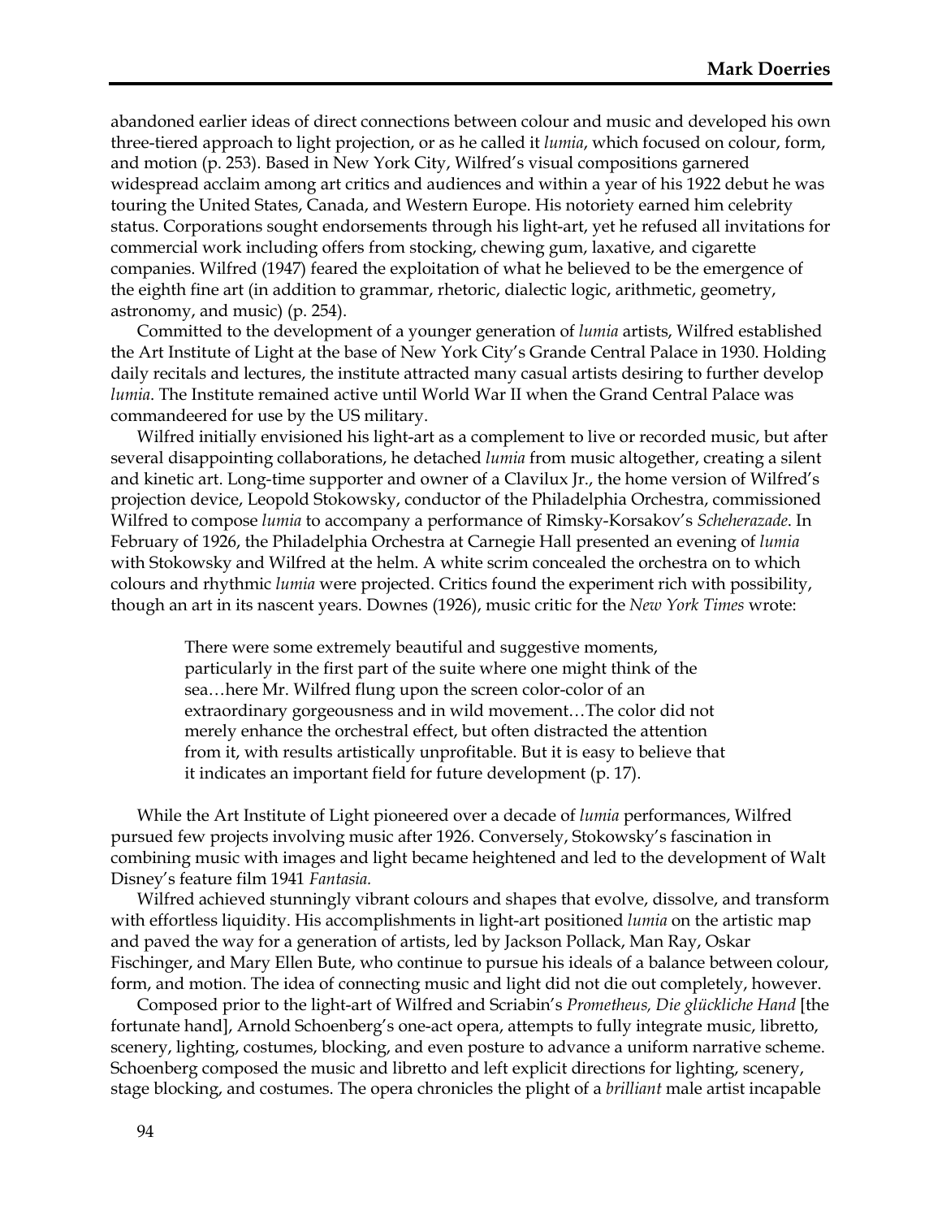abandoned earlier ideas of direct connections between colour and music and developed his own three-tiered approach to light projection, or as he called it *lumia*, which focused on colour, form, and motion (p. 253). Based in New York City, Wilfred's visual compositions garnered widespread acclaim among art critics and audiences and within a year of his 1922 debut he was touring the United States, Canada, and Western Europe. His notoriety earned him celebrity status. Corporations sought endorsements through his light-art, yet he refused all invitations for commercial work including offers from stocking, chewing gum, laxative, and cigarette companies. Wilfred (1947) feared the exploitation of what he believed to be the emergence of the eighth fine art (in addition to grammar, rhetoric, dialectic logic, arithmetic, geometry, astronomy, and music) (p. 254).

Committed to the development of a younger generation of *lumia* artists, Wilfred established the Art Institute of Light at the base of New York City's Grande Central Palace in 1930. Holding daily recitals and lectures, the institute attracted many casual artists desiring to further develop *lumia*. The Institute remained active until World War II when the Grand Central Palace was commandeered for use by the US military.

Wilfred initially envisioned his light-art as a complement to live or recorded music, but after several disappointing collaborations, he detached *lumia* from music altogether, creating a silent and kinetic art. Long-time supporter and owner of a Clavilux Jr., the home version of Wilfred's projection device, Leopold Stokowsky, conductor of the Philadelphia Orchestra, commissioned Wilfred to compose *lumia* to accompany a performance of Rimsky-Korsakov's *Scheherazade*. In February of 1926, the Philadelphia Orchestra at Carnegie Hall presented an evening of *lumia* with Stokowsky and Wilfred at the helm. A white scrim concealed the orchestra on to which colours and rhythmic *lumia* were projected. Critics found the experiment rich with possibility, though an art in its nascent years. Downes (1926), music critic for the *New York Times* wrote:

> There were some extremely beautiful and suggestive moments, particularly in the first part of the suite where one might think of the sea…here Mr. Wilfred flung upon the screen color-color of an extraordinary gorgeousness and in wild movement…The color did not merely enhance the orchestral effect, but often distracted the attention from it, with results artistically unprofitable. But it is easy to believe that it indicates an important field for future development (p. 17).

While the Art Institute of Light pioneered over a decade of *lumia* performances, Wilfred pursued few projects involving music after 1926. Conversely, Stokowsky's fascination in combining music with images and light became heightened and led to the development of Walt Disney's feature film 1941 *Fantasia.*

Wilfred achieved stunningly vibrant colours and shapes that evolve, dissolve, and transform with effortless liquidity. His accomplishments in light-art positioned *lumia* on the artistic map and paved the way for a generation of artists, led by Jackson Pollack, Man Ray, Oskar Fischinger, and Mary Ellen Bute, who continue to pursue his ideals of a balance between colour, form, and motion. The idea of connecting music and light did not die out completely, however.

Composed prior to the light-art of Wilfred and Scriabin's *Prometheus, Die glückliche Hand* [the fortunate hand], Arnold Schoenberg's one-act opera, attempts to fully integrate music, libretto, scenery, lighting, costumes, blocking, and even posture to advance a uniform narrative scheme. Schoenberg composed the music and libretto and left explicit directions for lighting, scenery, stage blocking, and costumes. The opera chronicles the plight of a *brilliant* male artist incapable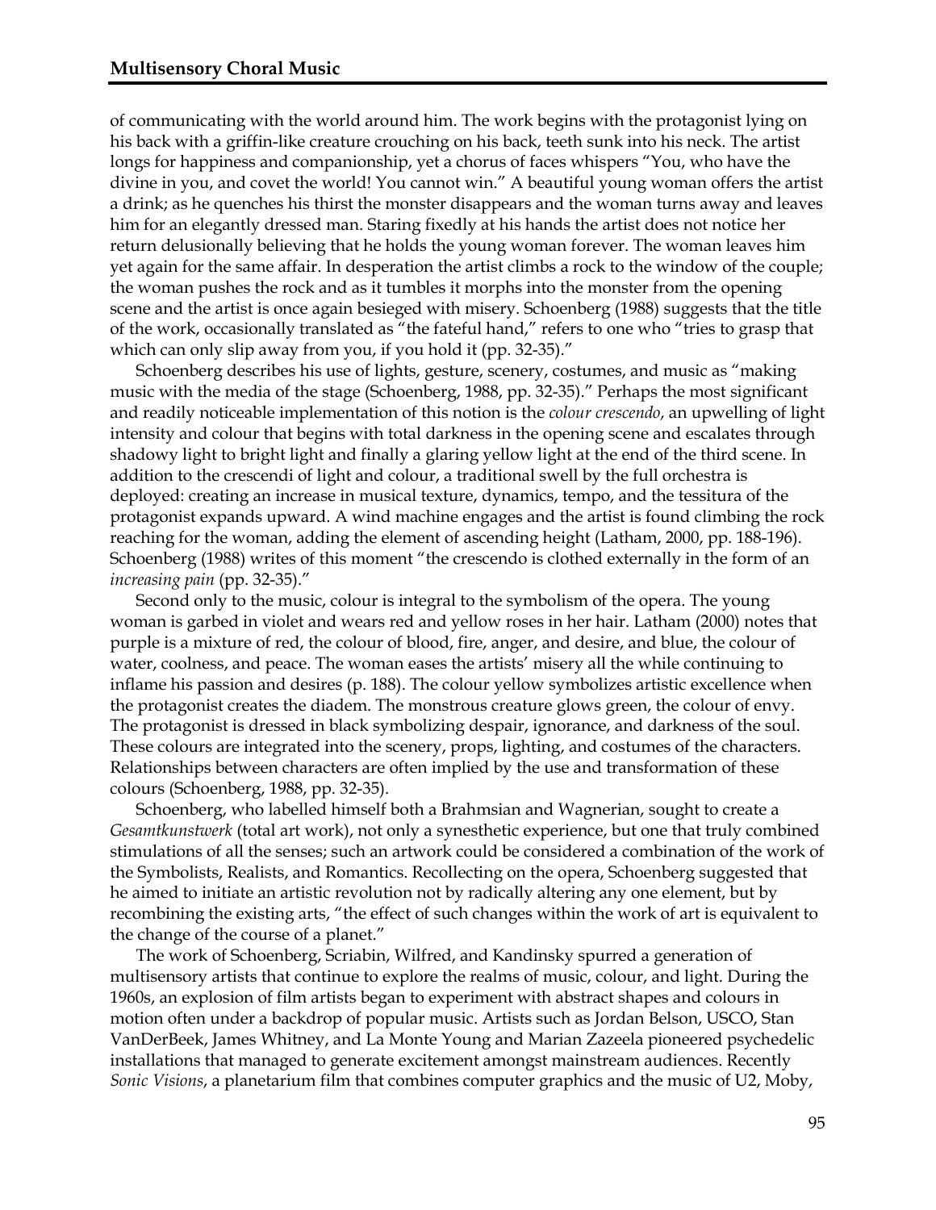of communicating with the world around him. The work begins with the protagonist lying on his back with a griffin-like creature crouching on his back, teeth sunk into his neck. The artist longs for happiness and companionship, yet a chorus of faces whispers "You, who have the divine in you, and covet the world! You cannot win." A beautiful young woman offers the artist a drink; as he quenches his thirst the monster disappears and the woman turns away and leaves him for an elegantly dressed man. Staring fixedly at his hands the artist does not notice her return delusionally believing that he holds the young woman forever. The woman leaves him yet again for the same affair. In desperation the artist climbs a rock to the window of the couple; the woman pushes the rock and as it tumbles it morphs into the monster from the opening scene and the artist is once again besieged with misery. Schoenberg (1988) suggests that the title of the work, occasionally translated as "the fateful hand," refers to one who "tries to grasp that which can only slip away from you, if you hold it (pp. 32-35)."

Schoenberg describes his use of lights, gesture, scenery, costumes, and music as "making music with the media of the stage (Schoenberg, 1988, pp. 32-35)." Perhaps the most significant and readily noticeable implementation of this notion is the *colour crescendo*, an upwelling of light intensity and colour that begins with total darkness in the opening scene and escalates through shadowy light to bright light and finally a glaring yellow light at the end of the third scene. In addition to the crescendi of light and colour, a traditional swell by the full orchestra is deployed: creating an increase in musical texture, dynamics, tempo, and the tessitura of the protagonist expands upward. A wind machine engages and the artist is found climbing the rock reaching for the woman, adding the element of ascending height (Latham, 2000, pp. 188-196). Schoenberg (1988) writes of this moment "the crescendo is clothed externally in the form of an *increasing pain* (pp. 32-35)."

Second only to the music, colour is integral to the symbolism of the opera. The young woman is garbed in violet and wears red and yellow roses in her hair. Latham (2000) notes that purple is a mixture of red, the colour of blood, fire, anger, and desire, and blue, the colour of water, coolness, and peace. The woman eases the artists' misery all the while continuing to inflame his passion and desires (p. 188). The colour yellow symbolizes artistic excellence when the protagonist creates the diadem. The monstrous creature glows green, the colour of envy. The protagonist is dressed in black symbolizing despair, ignorance, and darkness of the soul. These colours are integrated into the scenery, props, lighting, and costumes of the characters. Relationships between characters are often implied by the use and transformation of these colours (Schoenberg, 1988, pp. 32-35).

Schoenberg, who labelled himself both a Brahmsian and Wagnerian, sought to create a *Gesamtkunstwerk* (total art work), not only a synesthetic experience, but one that truly combined stimulations of all the senses; such an artwork could be considered a combination of the work of the Symbolists, Realists, and Romantics. Recollecting on the opera, Schoenberg suggested that he aimed to initiate an artistic revolution not by radically altering any one element, but by recombining the existing arts, "the effect of such changes within the work of art is equivalent to the change of the course of a planet."

The work of Schoenberg, Scriabin, Wilfred, and Kandinsky spurred a generation of multisensory artists that continue to explore the realms of music, colour, and light. During the 1960s, an explosion of film artists began to experiment with abstract shapes and colours in motion often under a backdrop of popular music. Artists such as Jordan Belson, USCO, Stan VanDerBeek, James Whitney, and La Monte Young and Marian Zazeela pioneered psychedelic installations that managed to generate excitement amongst mainstream audiences. Recently *Sonic Visions*, a planetarium film that combines computer graphics and the music of U2, Moby,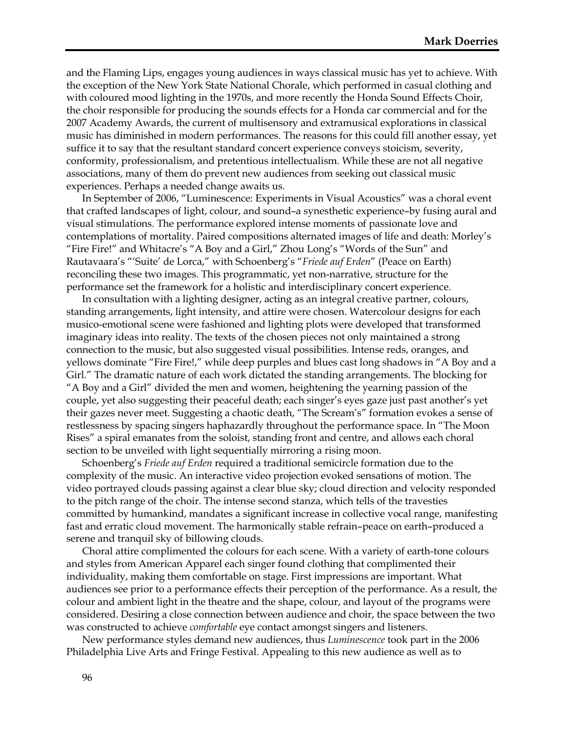and the Flaming Lips, engages young audiences in ways classical music has yet to achieve. With the exception of the New York State National Chorale, which performed in casual clothing and with coloured mood lighting in the 1970s, and more recently the Honda Sound Effects Choir, the choir responsible for producing the sounds effects for a Honda car commercial and for the 2007 Academy Awards, the current of multisensory and extramusical explorations in classical music has diminished in modern performances. The reasons for this could fill another essay, yet suffice it to say that the resultant standard concert experience conveys stoicism, severity, conformity, professionalism, and pretentious intellectualism. While these are not all negative associations, many of them do prevent new audiences from seeking out classical music experiences. Perhaps a needed change awaits us.

In September of 2006, "Luminescence: Experiments in Visual Acoustics" was a choral event that crafted landscapes of light, colour, and sound–a synesthetic experience–by fusing aural and visual stimulations. The performance explored intense moments of passionate love and contemplations of mortality. Paired compositions alternated images of life and death: Morley's "Fire Fire!" and Whitacre's "A Boy and a Girl," Zhou Long's "Words of the Sun" and Rautavaara's "'Suite' de Lorca," with Schoenberg's "*Friede auf Erden*" (Peace on Earth) reconciling these two images. This programmatic, yet non-narrative, structure for the performance set the framework for a holistic and interdisciplinary concert experience.

In consultation with a lighting designer, acting as an integral creative partner, colours, standing arrangements, light intensity, and attire were chosen. Watercolour designs for each musico-emotional scene were fashioned and lighting plots were developed that transformed imaginary ideas into reality. The texts of the chosen pieces not only maintained a strong connection to the music, but also suggested visual possibilities. Intense reds, oranges, and yellows dominate "Fire Fire!," while deep purples and blues cast long shadows in "A Boy and a Girl." The dramatic nature of each work dictated the standing arrangements. The blocking for "A Boy and a Girl" divided the men and women, heightening the yearning passion of the couple, yet also suggesting their peaceful death; each singer's eyes gaze just past another's yet their gazes never meet. Suggesting a chaotic death, "The Scream's" formation evokes a sense of restlessness by spacing singers haphazardly throughout the performance space. In "The Moon Rises" a spiral emanates from the soloist, standing front and centre, and allows each choral section to be unveiled with light sequentially mirroring a rising moon.

Schoenberg's *Friede auf Erden* required a traditional semicircle formation due to the complexity of the music. An interactive video projection evoked sensations of motion. The video portrayed clouds passing against a clear blue sky; cloud direction and velocity responded to the pitch range of the choir. The intense second stanza, which tells of the travesties committed by humankind, mandates a significant increase in collective vocal range, manifesting fast and erratic cloud movement. The harmonically stable refrain–peace on earth–produced a serene and tranquil sky of billowing clouds.

Choral attire complimented the colours for each scene. With a variety of earth-tone colours and styles from American Apparel each singer found clothing that complimented their individuality, making them comfortable on stage. First impressions are important. What audiences see prior to a performance effects their perception of the performance. As a result, the colour and ambient light in the theatre and the shape, colour, and layout of the programs were considered. Desiring a close connection between audience and choir, the space between the two was constructed to achieve *comfortable* eye contact amongst singers and listeners.

New performance styles demand new audiences, thus *Luminescence* took part in the 2006 Philadelphia Live Arts and Fringe Festival. Appealing to this new audience as well as to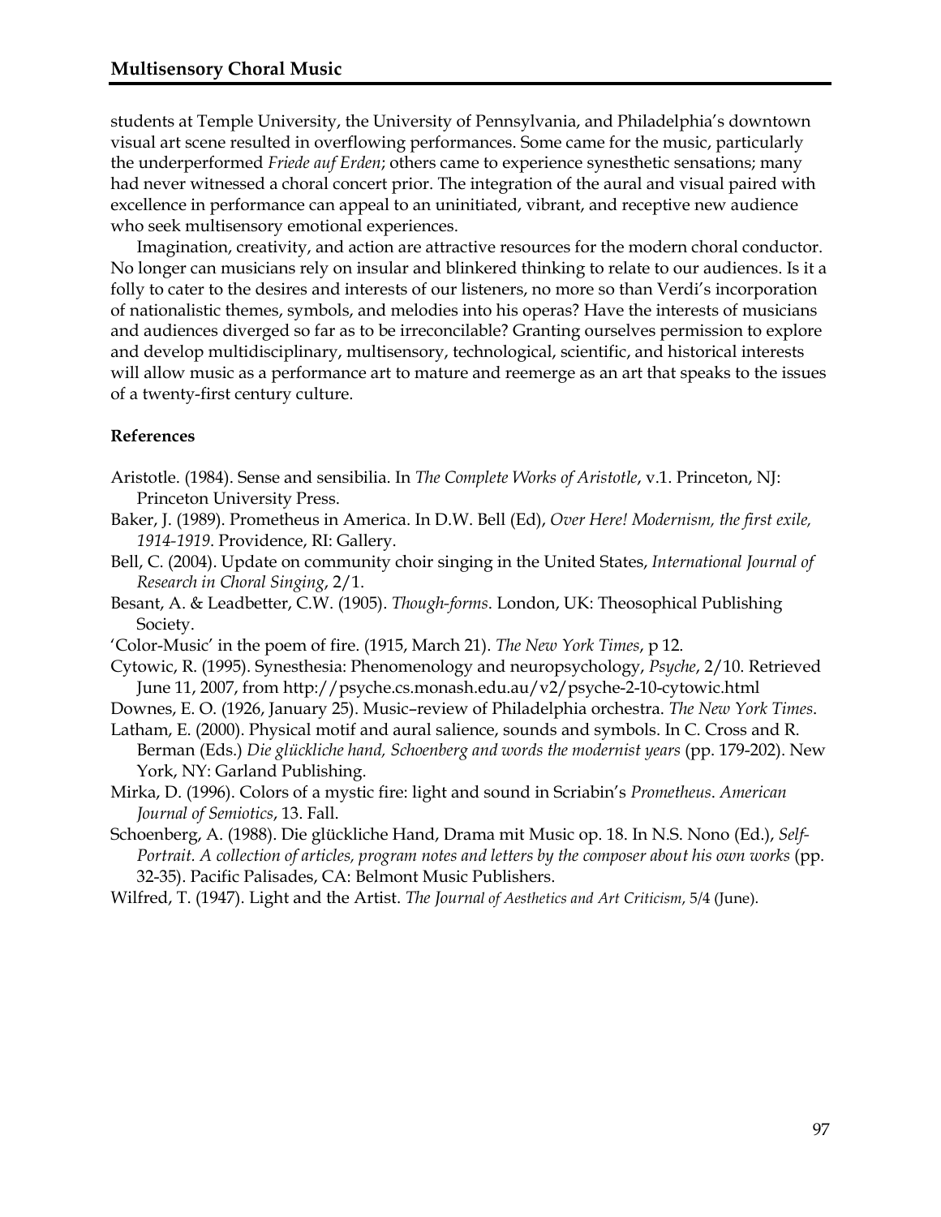students at Temple University, the University of Pennsylvania, and Philadelphia's downtown visual art scene resulted in overflowing performances. Some came for the music, particularly the underperformed *Friede auf Erden*; others came to experience synesthetic sensations; many had never witnessed a choral concert prior. The integration of the aural and visual paired with excellence in performance can appeal to an uninitiated, vibrant, and receptive new audience who seek multisensory emotional experiences.

Imagination, creativity, and action are attractive resources for the modern choral conductor. No longer can musicians rely on insular and blinkered thinking to relate to our audiences. Is it a folly to cater to the desires and interests of our listeners, no more so than Verdi's incorporation of nationalistic themes, symbols, and melodies into his operas? Have the interests of musicians and audiences diverged so far as to be irreconcilable? Granting ourselves permission to explore and develop multidisciplinary, multisensory, technological, scientific, and historical interests will allow music as a performance art to mature and reemerge as an art that speaks to the issues of a twenty-first century culture.

**References**

Aristotle. (1984). Sense and sensibilia. In *The Complete Works of Aristotle*, v.1. Princeton, NJ: Princeton University Press.

Baker, J. (1989). Prometheus in America. In D.W. Bell (Ed), *Over Here! Modernism, the first exile, 1914-1919*. Providence, RI: Gallery.

Bell, C. (2004). Update on community choir singing in the United States, *International Journal of Research in Choral Singing*, 2/1.

Besant, A. & Leadbetter, C.W. (1905). *Though-forms*. London, UK: Theosophical Publishing Society.

'Color-Music' in the poem of fire. (1915, March 21). *The New York Times*, p 12.

Cytowic, R. (1995). Synesthesia: Phenomenology and neuropsychology, *Psyche*, 2/10. Retrieved June 11, 2007, from http://psyche.cs.monash.edu.au/v2/psyche-2-10-cytowic.html

Downes, E. O. (1926, January 25). Music–review of Philadelphia orchestra. *The New York Times*.

Latham, E. (2000). Physical motif and aural salience, sounds and symbols. In C. Cross and R. Berman (Eds.) *Die glückliche hand, Schoenberg and words the modernist years* (pp. 179-202). New York, NY: Garland Publishing.

Mirka, D. (1996). Colors of a mystic fire: light and sound in Scriabin's *Prometheus*. *American Journal of Semiotics*, 13. Fall.

Schoenberg, A. (1988). Die glückliche Hand, Drama mit Music op. 18. In N.S. Nono (Ed.), *Self-Portrait. A collection of articles, program notes and letters by the composer about his own works* (pp. 32-35). Pacific Palisades, CA: Belmont Music Publishers.

Wilfred, T. (1947). Light and the Artist. *The Journal of Aesthetics and Art Criticism*, 5/4 (June).